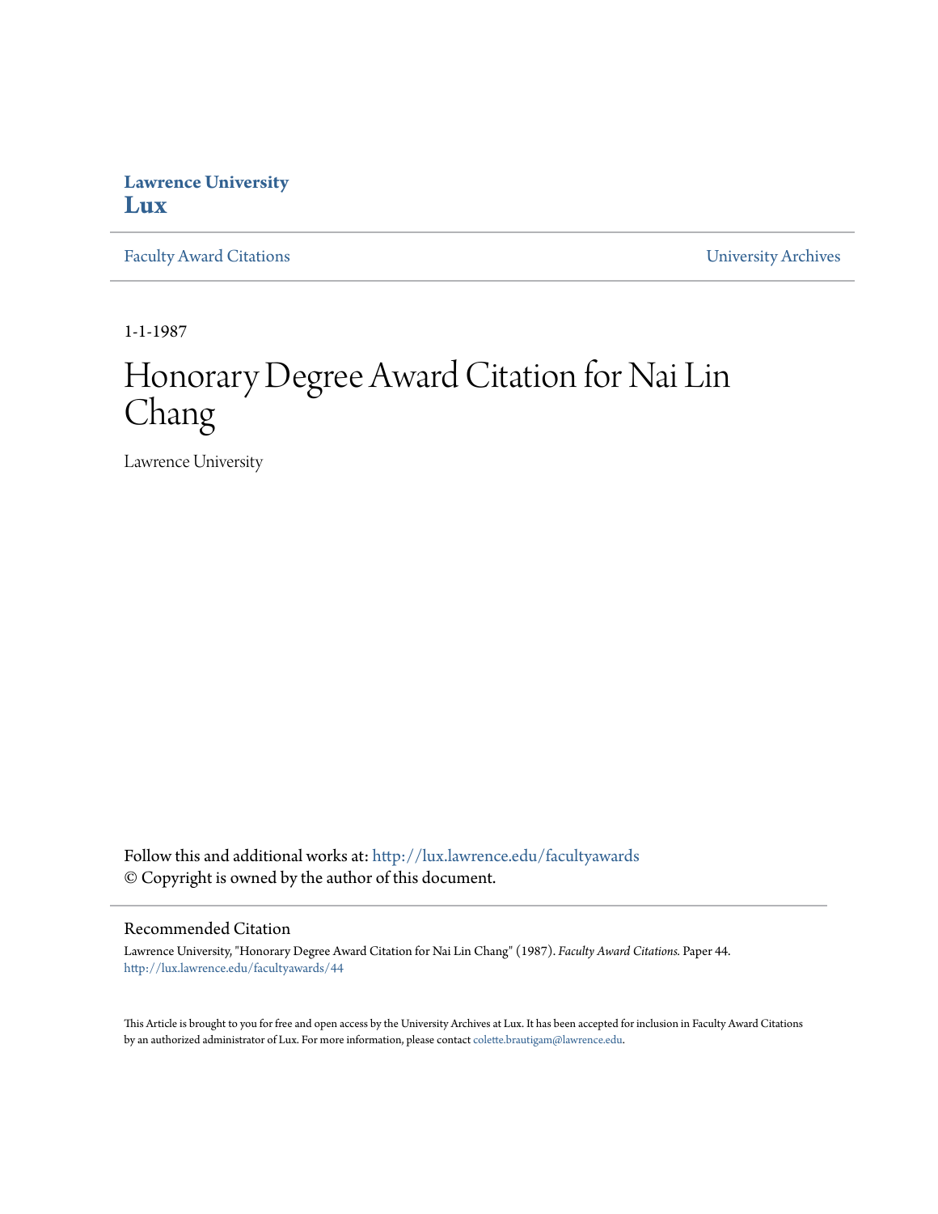**Lawrence University**
**Lux**

Faculty Award Citations | University Archives

1-1-1987

# Honorary Degree Award Citation for Nai Lin Chang

Lawrence University

Follow this and additional works at: http://lux.lawrence.edu/facultyawards
© Copyright is owned by the author of this document.

## Recommended Citation

Lawrence University, "Honorary Degree Award Citation for Nai Lin Chang" (1987). *Faculty Award Citations.* Paper 44.
http://lux.lawrence.edu/facultyawards/44

This Article is brought to you for free and open access by the University Archives at Lux. It has been accepted for inclusion in Faculty Award Citations by an authorized administrator of Lux. For more information, please contact colette.brautigam@lawrence.edu.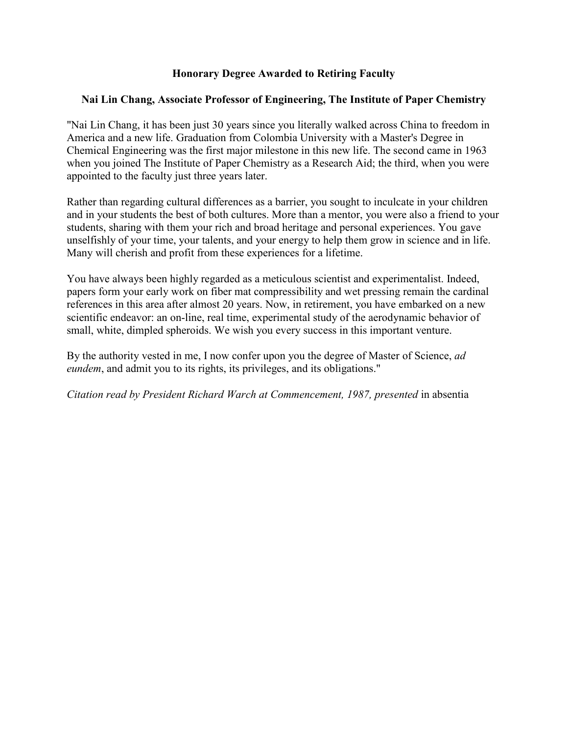**Honorary Degree Awarded to Retiring Faculty**

**Nai Lin Chang, Associate Professor of Engineering, The Institute of Paper Chemistry**

"Nai Lin Chang, it has been just 30 years since you literally walked across China to freedom in America and a new life. Graduation from Colombia University with a Master's Degree in Chemical Engineering was the first major milestone in this new life. The second came in 1963 when you joined The Institute of Paper Chemistry as a Research Aid; the third, when you were appointed to the faculty just three years later.

Rather than regarding cultural differences as a barrier, you sought to inculcate in your children and in your students the best of both cultures. More than a mentor, you were also a friend to your students, sharing with them your rich and broad heritage and personal experiences. You gave unselfishly of your time, your talents, and your energy to help them grow in science and in life. Many will cherish and profit from these experiences for a lifetime.

You have always been highly regarded as a meticulous scientist and experimentalist. Indeed, papers form your early work on fiber mat compressibility and wet pressing remain the cardinal references in this area after almost 20 years. Now, in retirement, you have embarked on a new scientific endeavor: an on-line, real time, experimental study of the aerodynamic behavior of small, white, dimpled spheroids. We wish you every success in this important venture.

By the authority vested in me, I now confer upon you the degree of Master of Science, *ad eundem*, and admit you to its rights, its privileges, and its obligations."

*Citation read by President Richard Warch at Commencement, 1987, presented* in absentia